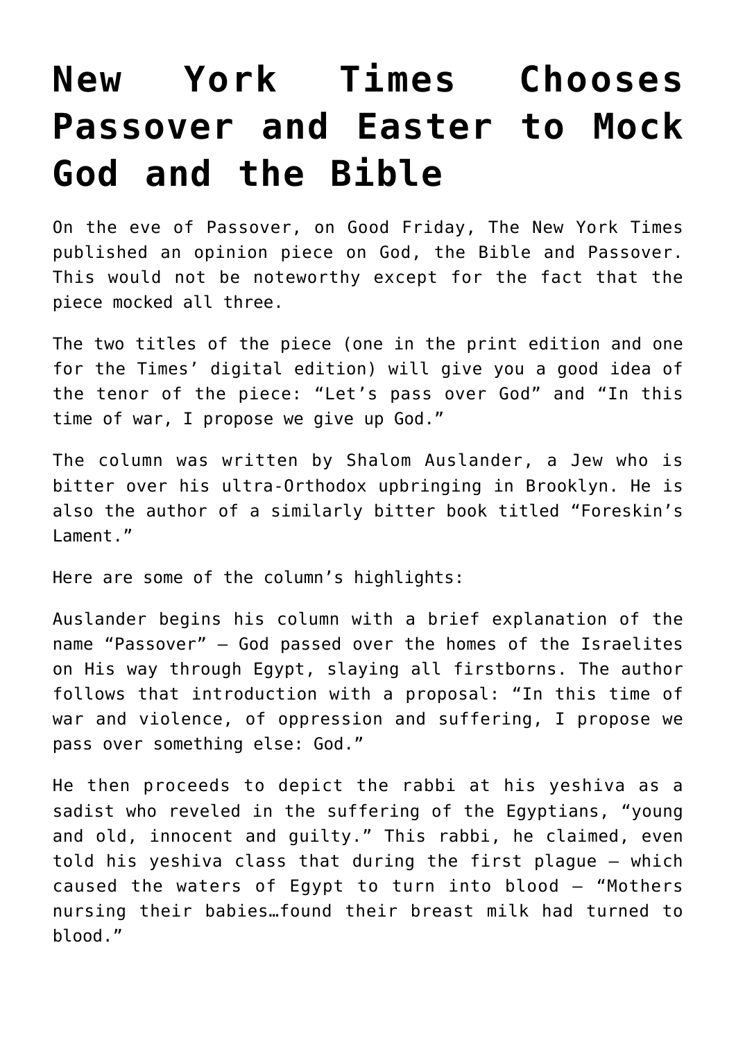# New York Times Chooses Passover and Easter to Mock God and the Bible

On the eve of Passover, on Good Friday, The New York Times published an opinion piece on God, the Bible and Passover. This would not be noteworthy except for the fact that the piece mocked all three.

The two titles of the piece (one in the print edition and one for the Times' digital edition) will give you a good idea of the tenor of the piece: "Let's pass over God" and "In this time of war, I propose we give up God."

The column was written by Shalom Auslander, a Jew who is bitter over his ultra-Orthodox upbringing in Brooklyn. He is also the author of a similarly bitter book titled "Foreskin's Lament."

Here are some of the column's highlights:

Auslander begins his column with a brief explanation of the name "Passover" – God passed over the homes of the Israelites on His way through Egypt, slaying all firstborns. The author follows that introduction with a proposal: "In this time of war and violence, of oppression and suffering, I propose we pass over something else: God."

He then proceeds to depict the rabbi at his yeshiva as a sadist who reveled in the suffering of the Egyptians, "young and old, innocent and guilty." This rabbi, he claimed, even told his yeshiva class that during the first plague – which caused the waters of Egypt to turn into blood – "Mothers nursing their babies…found their breast milk had turned to blood."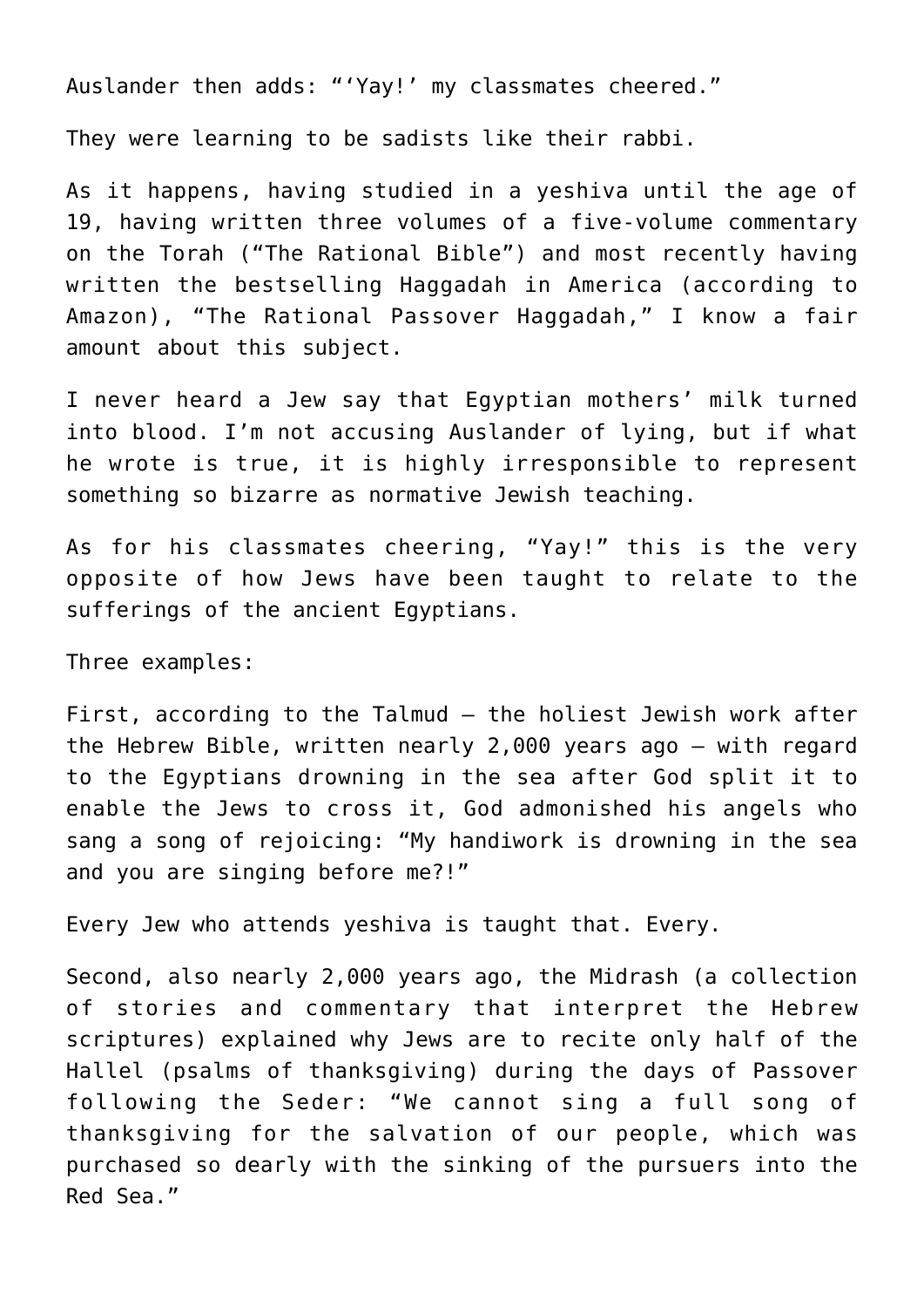Auslander then adds: "'Yay!' my classmates cheered."

They were learning to be sadists like their rabbi.

As it happens, having studied in a yeshiva until the age of 19, having written three volumes of a five-volume commentary on the Torah ("The Rational Bible") and most recently having written the bestselling Haggadah in America (according to Amazon), "The Rational Passover Haggadah," I know a fair amount about this subject.

I never heard a Jew say that Egyptian mothers' milk turned into blood. I'm not accusing Auslander of lying, but if what he wrote is true, it is highly irresponsible to represent something so bizarre as normative Jewish teaching.

As for his classmates cheering, "Yay!" this is the very opposite of how Jews have been taught to relate to the sufferings of the ancient Egyptians.

Three examples:

First, according to the Talmud — the holiest Jewish work after the Hebrew Bible, written nearly 2,000 years ago — with regard to the Egyptians drowning in the sea after God split it to enable the Jews to cross it, God admonished his angels who sang a song of rejoicing: "My handiwork is drowning in the sea and you are singing before me?!"

Every Jew who attends yeshiva is taught that. Every.

Second, also nearly 2,000 years ago, the Midrash (a collection of stories and commentary that interpret the Hebrew scriptures) explained why Jews are to recite only half of the Hallel (psalms of thanksgiving) during the days of Passover following the Seder: "We cannot sing a full song of thanksgiving for the salvation of our people, which was purchased so dearly with the sinking of the pursuers into the Red Sea."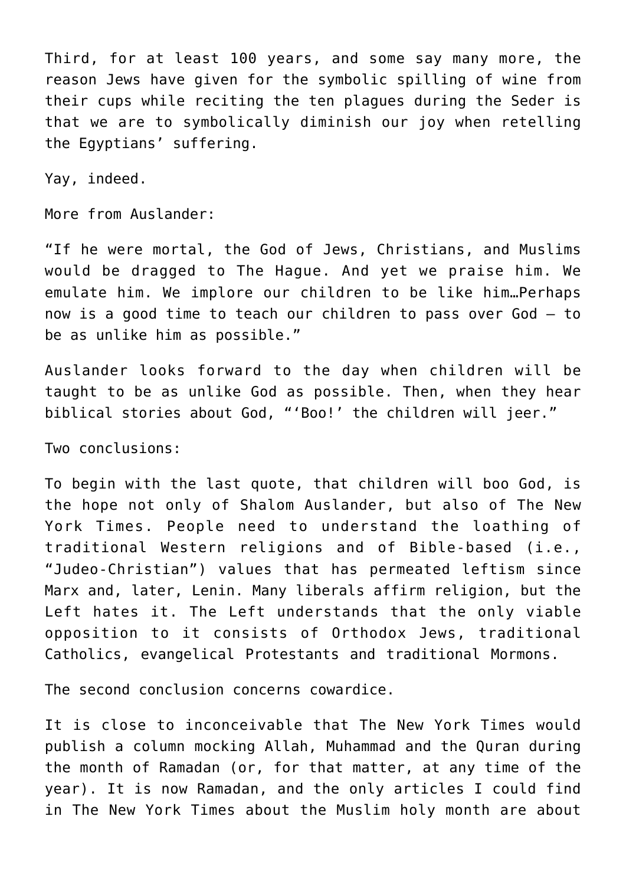Third, for at least 100 years, and some say many more, the reason Jews have given for the symbolic spilling of wine from their cups while reciting the ten plagues during the Seder is that we are to symbolically diminish our joy when retelling the Egyptians' suffering.

Yay, indeed.

More from Auslander:

"If he were mortal, the God of Jews, Christians, and Muslims would be dragged to The Hague. And yet we praise him. We emulate him. We implore our children to be like him…Perhaps now is a good time to teach our children to pass over God — to be as unlike him as possible."

Auslander looks forward to the day when children will be taught to be as unlike God as possible. Then, when they hear biblical stories about God, "'Boo!' the children will jeer."

Two conclusions:

To begin with the last quote, that children will boo God, is the hope not only of Shalom Auslander, but also of The New York Times. People need to understand the loathing of traditional Western religions and of Bible-based (i.e., "Judeo-Christian") values that has permeated leftism since Marx and, later, Lenin. Many liberals affirm religion, but the Left hates it. The Left understands that the only viable opposition to it consists of Orthodox Jews, traditional Catholics, evangelical Protestants and traditional Mormons.

The second conclusion concerns cowardice.

It is close to inconceivable that The New York Times would publish a column mocking Allah, Muhammad and the Quran during the month of Ramadan (or, for that matter, at any time of the year). It is now Ramadan, and the only articles I could find in The New York Times about the Muslim holy month are about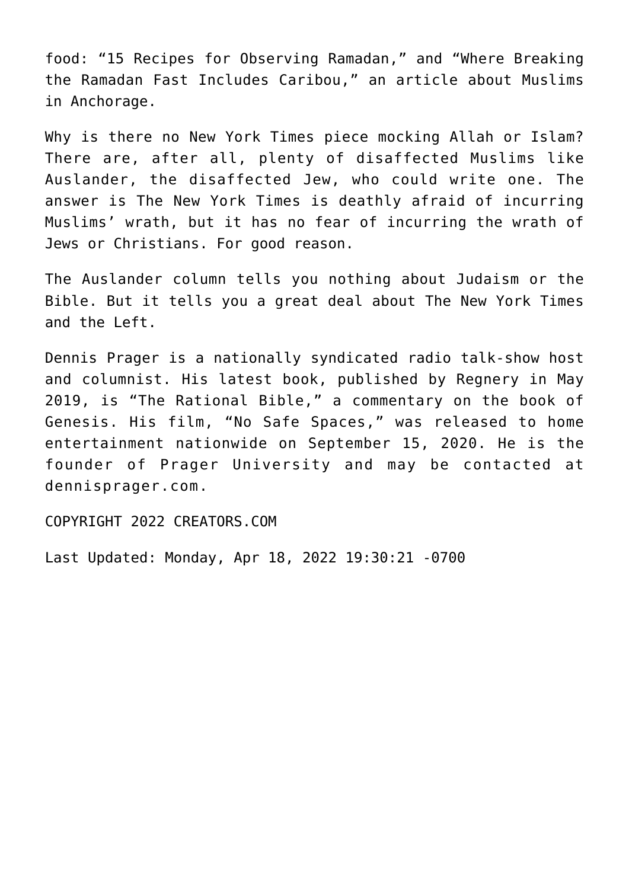food: “15 Recipes for Observing Ramadan,” and “Where Breaking the Ramadan Fast Includes Caribou,” an article about Muslims in Anchorage.

Why is there no New York Times piece mocking Allah or Islam? There are, after all, plenty of disaffected Muslims like Auslander, the disaffected Jew, who could write one. The answer is The New York Times is deathly afraid of incurring Muslims’ wrath, but it has no fear of incurring the wrath of Jews or Christians. For good reason.

The Auslander column tells you nothing about Judaism or the Bible. But it tells you a great deal about The New York Times and the Left.

Dennis Prager is a nationally syndicated radio talk-show host and columnist. His latest book, published by Regnery in May 2019, is “The Rational Bible,” a commentary on the book of Genesis. His film, “No Safe Spaces,” was released to home entertainment nationwide on September 15, 2020. He is the founder of Prager University and may be contacted at dennisprager.com.

COPYRIGHT 2022 CREATORS.COM

Last Updated: Monday, Apr 18, 2022 19:30:21 -0700